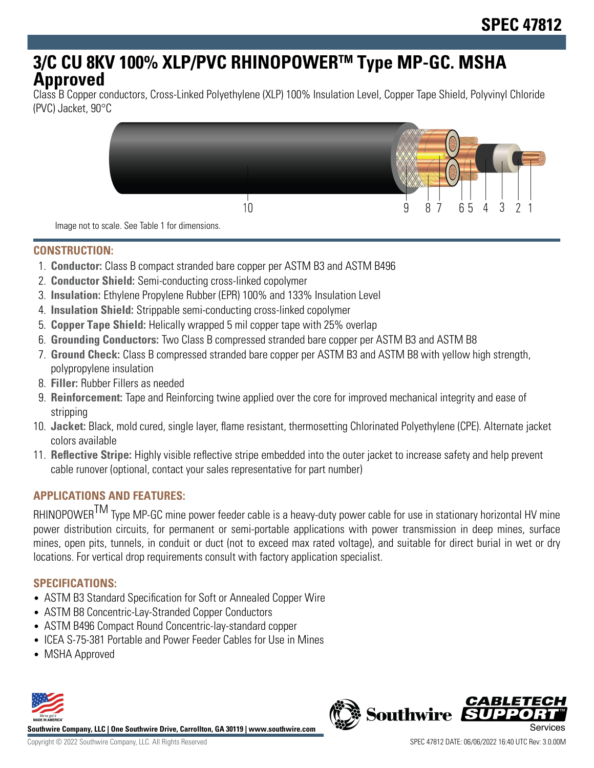# SPEC 47812

# 3/C CU 8KV 100% XLP/PVC RHINOPOWER™ Type MP-GC. MSHA Approved

Class B Copper conductors, Cross-Linked Polyethylene (XLP) 100% Insulation Level, Copper Tape Shield, Polyvinyl Chloride (PVC) Jacket, 90°C

Image not to scale. See Table 1 for dimensions.

## CONSTRUCTION:

1. **Conductor:** Class B compact stranded bare copper per ASTM B3 and ASTM B496
2. **Conductor Shield:** Semi-conducting cross-linked copolymer
3. **Insulation:** Ethylene Propylene Rubber (EPR) 100% and 133% Insulation Level
4. **Insulation Shield:** Strippable semi-conducting cross-linked copolymer
5. **Copper Tape Shield:** Helically wrapped 5 mil copper tape with 25% overlap
6. **Grounding Conductors:** Two Class B compressed stranded bare copper per ASTM B3 and ASTM B8
7. **Ground Check:** Class B compressed stranded bare copper per ASTM B3 and ASTM B8 with yellow high strength, polypropylene insulation
8. **Filler:** Rubber Fillers as needed
9. **Reinforcement:** Tape and Reinforcing twine applied over the core for improved mechanical integrity and ease of stripping
10. **Jacket:** Black, mold cured, single layer, flame resistant, thermosetting Chlorinated Polyethylene (CPE). Alternate jacket colors available
11. **Reflective Stripe:** Highly visible reflective stripe embedded into the outer jacket to increase safety and help prevent cable runover (optional, contact your sales representative for part number)

## APPLICATIONS AND FEATURES:

RHINOPOWER™ Type MP-GC mine power feeder cable is a heavy-duty power cable for use in stationary horizontal HV mine power distribution circuits, for permanent or semi-portable applications with power transmission in deep mines, surface mines, open pits, tunnels, in conduit or duct (not to exceed max rated voltage), and suitable for direct burial in wet or dry locations. For vertical drop requirements consult with factory application specialist.

## SPECIFICATIONS:

- ASTM B3 Standard Specification for Soft or Annealed Copper Wire
- ASTM B8 Concentric-Lay-Stranded Copper Conductors
- ASTM B496 Compact Round Concentric-lay-standard copper
- ICEA S-75-381 Portable and Power Feeder Cables for Use in Mines
- MSHA Approved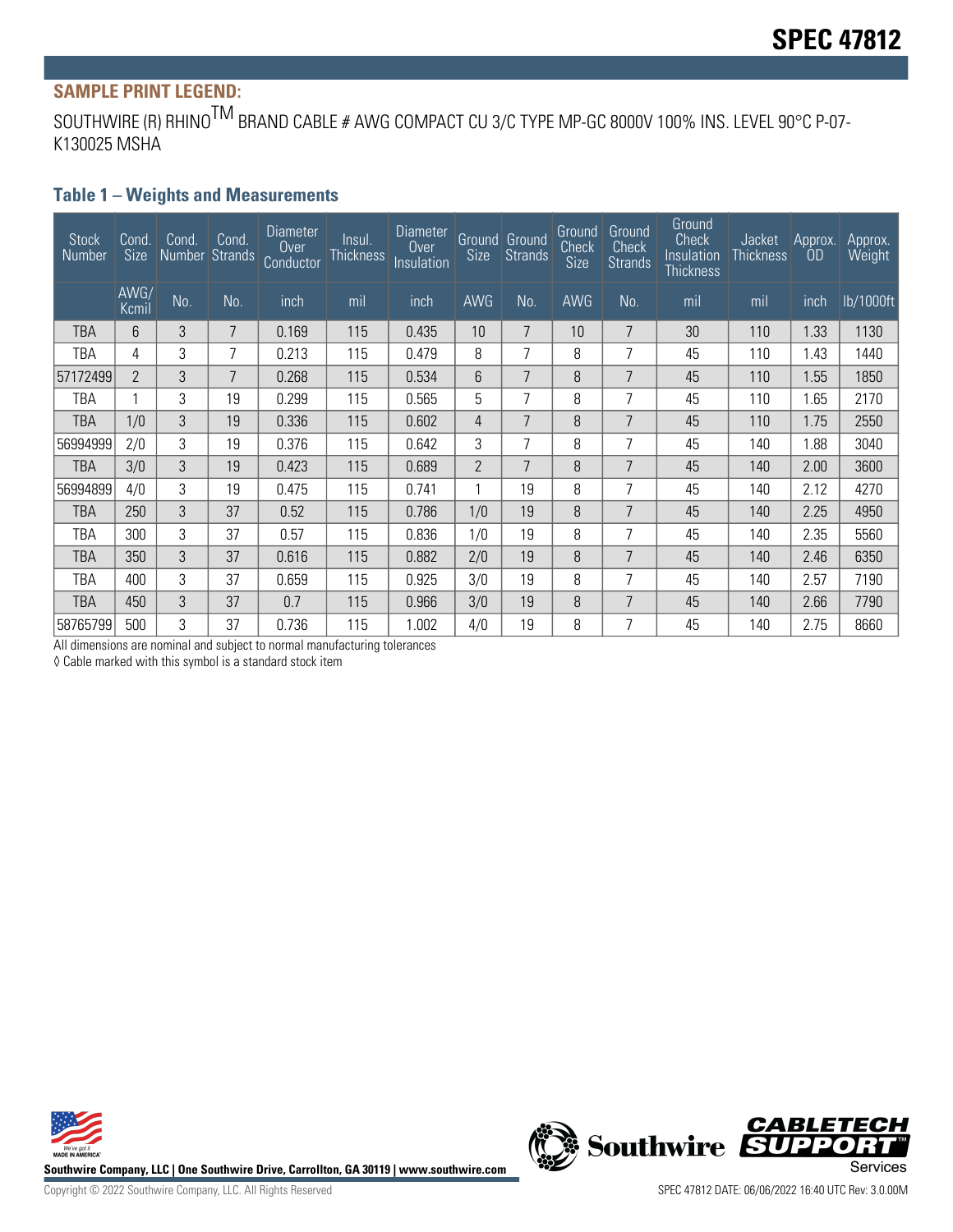# SPEC 47812

## SAMPLE PRINT LEGEND:

SOUTHWIRE (R) RHINO[TM] BRAND CABLE # AWG COMPACT CU 3/C TYPE MP-GC 8000V 100% INS. LEVEL 90°C P-07-K130025 MSHA

### Table 1 – Weights and Measurements

| Stock Number | Cond. Size | Cond. Number | Cond. Strands | Diameter Over Conductor | Insul. Thickness | Diameter Over Insulation | Ground Size | Ground Strands | Ground Check Size | Ground Check Strands | Ground Check Insulation Thickness | Jacket Thickness | Approx. OD | Approx. Weight |
|---|---|---|---|---|---|---|---|---|---|---|---|---|---|---|
| | AWG/ Kcmil | No. | No. | inch | mil | inch | AWG | No. | AWG | No. | mil | mil | inch | lb/1000ft |
| TBA | 6 | 3 | 7 | 0.169 | 115 | 0.435 | 10 | 7 | 10 | 7 | 30 | 110 | 1.33 | 1130 |
| TBA | 4 | 3 | 7 | 0.213 | 115 | 0.479 | 8 | 7 | 8 | 7 | 45 | 110 | 1.43 | 1440 |
| 57172499 | 2 | 3 | 7 | 0.268 | 115 | 0.534 | 6 | 7 | 8 | 7 | 45 | 110 | 1.55 | 1850 |
| TBA | 1 | 3 | 19 | 0.299 | 115 | 0.565 | 5 | 7 | 8 | 7 | 45 | 110 | 1.65 | 2170 |
| TBA | 1/0 | 3 | 19 | 0.336 | 115 | 0.602 | 4 | 7 | 8 | 7 | 45 | 110 | 1.75 | 2550 |
| 56994999 | 2/0 | 3 | 19 | 0.376 | 115 | 0.642 | 3 | 7 | 8 | 7 | 45 | 140 | 1.88 | 3040 |
| TBA | 3/0 | 3 | 19 | 0.423 | 115 | 0.689 | 2 | 7 | 8 | 7 | 45 | 140 | 2.00 | 3600 |
| 56994899 | 4/0 | 3 | 19 | 0.475 | 115 | 0.741 | 1 | 19 | 8 | 7 | 45 | 140 | 2.12 | 4270 |
| TBA | 250 | 3 | 37 | 0.52 | 115 | 0.786 | 1/0 | 19 | 8 | 7 | 45 | 140 | 2.25 | 4950 |
| TBA | 300 | 3 | 37 | 0.57 | 115 | 0.836 | 1/0 | 19 | 8 | 7 | 45 | 140 | 2.35 | 5560 |
| TBA | 350 | 3 | 37 | 0.616 | 115 | 0.882 | 2/0 | 19 | 8 | 7 | 45 | 140 | 2.46 | 6350 |
| TBA | 400 | 3 | 37 | 0.659 | 115 | 0.925 | 3/0 | 19 | 8 | 7 | 45 | 140 | 2.57 | 7190 |
| TBA | 450 | 3 | 37 | 0.7 | 115 | 0.966 | 3/0 | 19 | 8 | 7 | 45 | 140 | 2.66 | 7790 |
| 58765799 | 500 | 3 | 37 | 0.736 | 115 | 1.002 | 4/0 | 19 | 8 | 7 | 45 | 140 | 2.75 | 8660 |

All dimensions are nominal and subject to normal manufacturing tolerances

◊ Cable marked with this symbol is a standard stock item

Southwire Company, LLC | One Southwire Drive, Carrollton, GA 30119 | www.southwire.com

Copyright © 2022 Southwire Company, LLC. All Rights Reserved

SPEC 47812 DATE: 06/06/2022 16:40 UTC Rev: 3.0.00M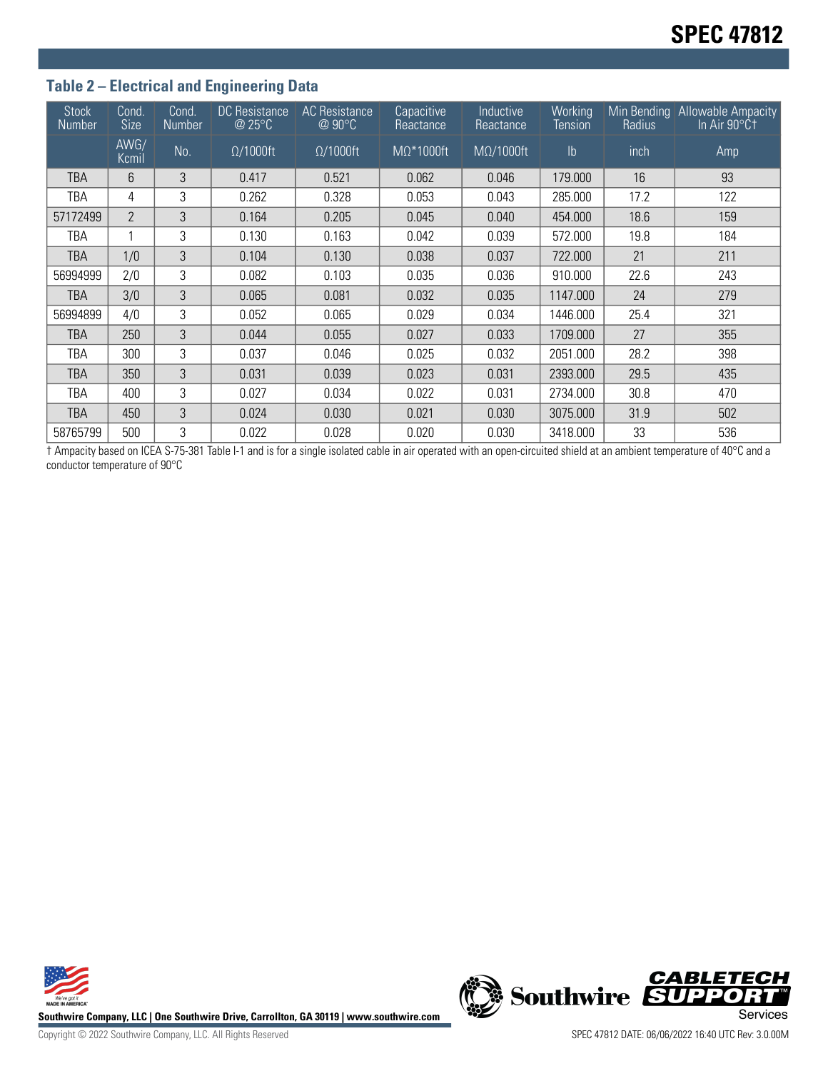### Table 2 – Electrical and Engineering Data

| Stock Number | Cond. Size | Cond. Number | DC Resistance @ 25°C | AC Resistance @ 90°C | Capacitive Reactance | Inductive Reactance | Working Tension | Min Bending Radius | Allowable Ampacity In Air 90°C† |
|---|---|---|---|---|---|---|---|---|---|
| | AWG/ Kcmil | No. | Ω/1000ft | Ω/1000ft | MΩ*1000ft | MΩ/1000ft | lb | inch | Amp |
| TBA | 6 | 3 | 0.417 | 0.521 | 0.062 | 0.046 | 179.000 | 16 | 93 |
| TBA | 4 | 3 | 0.262 | 0.328 | 0.053 | 0.043 | 285.000 | 17.2 | 122 |
| 57172499 | 2 | 3 | 0.164 | 0.205 | 0.045 | 0.040 | 454.000 | 18.6 | 159 |
| TBA | 1 | 3 | 0.130 | 0.163 | 0.042 | 0.039 | 572.000 | 19.8 | 184 |
| TBA | 1/0 | 3 | 0.104 | 0.130 | 0.038 | 0.037 | 722.000 | 21 | 211 |
| 56994999 | 2/0 | 3 | 0.082 | 0.103 | 0.035 | 0.036 | 910.000 | 22.6 | 243 |
| TBA | 3/0 | 3 | 0.065 | 0.081 | 0.032 | 0.035 | 1147.000 | 24 | 279 |
| 56994899 | 4/0 | 3 | 0.052 | 0.065 | 0.029 | 0.034 | 1446.000 | 25.4 | 321 |
| TBA | 250 | 3 | 0.044 | 0.055 | 0.027 | 0.033 | 1709.000 | 27 | 355 |
| TBA | 300 | 3 | 0.037 | 0.046 | 0.025 | 0.032 | 2051.000 | 28.2 | 398 |
| TBA | 350 | 3 | 0.031 | 0.039 | 0.023 | 0.031 | 2393.000 | 29.5 | 435 |
| TBA | 400 | 3 | 0.027 | 0.034 | 0.022 | 0.031 | 2734.000 | 30.8 | 470 |
| TBA | 450 | 3 | 0.024 | 0.030 | 0.021 | 0.030 | 3075.000 | 31.9 | 502 |
| 58765799 | 500 | 3 | 0.022 | 0.028 | 0.020 | 0.030 | 3418.000 | 33 | 536 |

† Ampacity based on ICEA S-75-381 Table I-1 and is for a single isolated cable in air operated with an open-circuited shield at an ambient temperature of 40°C and a conductor temperature of 90°C